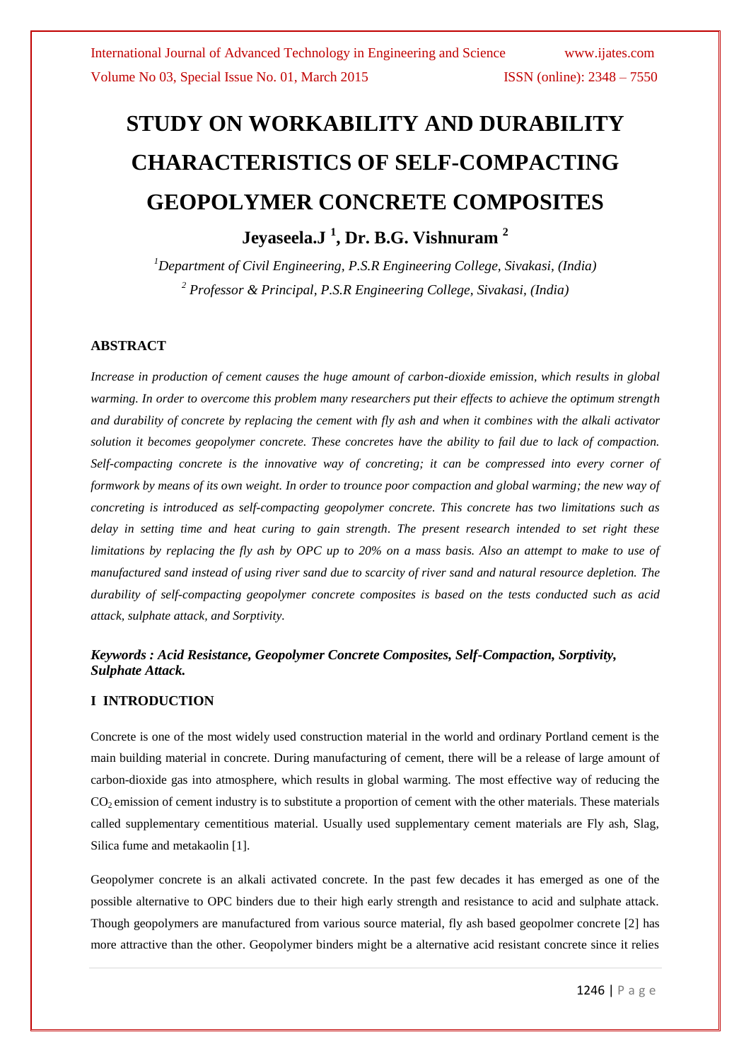# STUDY ON WORKABILITY AND DURABILITY CHARACTERISTICS OF SELF-COMPACTING GEOPOLYMER CONCRETE COMPOSITES

**Jeyaseela.J [1], Dr. B.G. Vishnuram [2]**

*[1]Department of Civil Engineering, P.S.R Engineering College, Sivakasi, (India)*
*[2] Professor & Principal, P.S.R Engineering College, Sivakasi, (India)*

### ABSTRACT

*Increase in production of cement causes the huge amount of carbon-dioxide emission, which results in global warming. In order to overcome this problem many researchers put their effects to achieve the optimum strength and durability of concrete by replacing the cement with fly ash and when it combines with the alkali activator solution it becomes geopolymer concrete. These concretes have the ability to fail due to lack of compaction. Self-compacting concrete is the innovative way of concreting; it can be compressed into every corner of formwork by means of its own weight. In order to trounce poor compaction and global warming; the new way of concreting is introduced as self-compacting geopolymer concrete. This concrete has two limitations such as delay in setting time and heat curing to gain strength. The present research intended to set right these limitations by replacing the fly ash by OPC up to 20% on a mass basis. Also an attempt to make to use of manufactured sand instead of using river sand due to scarcity of river sand and natural resource depletion. The durability of self-compacting geopolymer concrete composites is based on the tests conducted such as acid attack, sulphate attack, and Sorptivity.*

***Keywords : Acid Resistance, Geopolymer Concrete Composites, Self-Compaction, Sorptivity, Sulphate Attack.***

### I INTRODUCTION

Concrete is one of the most widely used construction material in the world and ordinary Portland cement is the main building material in concrete. During manufacturing of cement, there will be a release of large amount of carbon-dioxide gas into atmosphere, which results in global warming. The most effective way of reducing the $CO_2$ emission of cement industry is to substitute a proportion of cement with the other materials. These materials called supplementary cementitious material. Usually used supplementary cement materials are Fly ash, Slag, Silica fume and metakaolin [1].

Geopolymer concrete is an alkali activated concrete. In the past few decades it has emerged as one of the possible alternative to OPC binders due to their high early strength and resistance to acid and sulphate attack. Though geopolymers are manufactured from various source material, fly ash based geopolmer concrete [2] has more attractive than the other. Geopolymer binders might be a alternative acid resistant concrete since it relies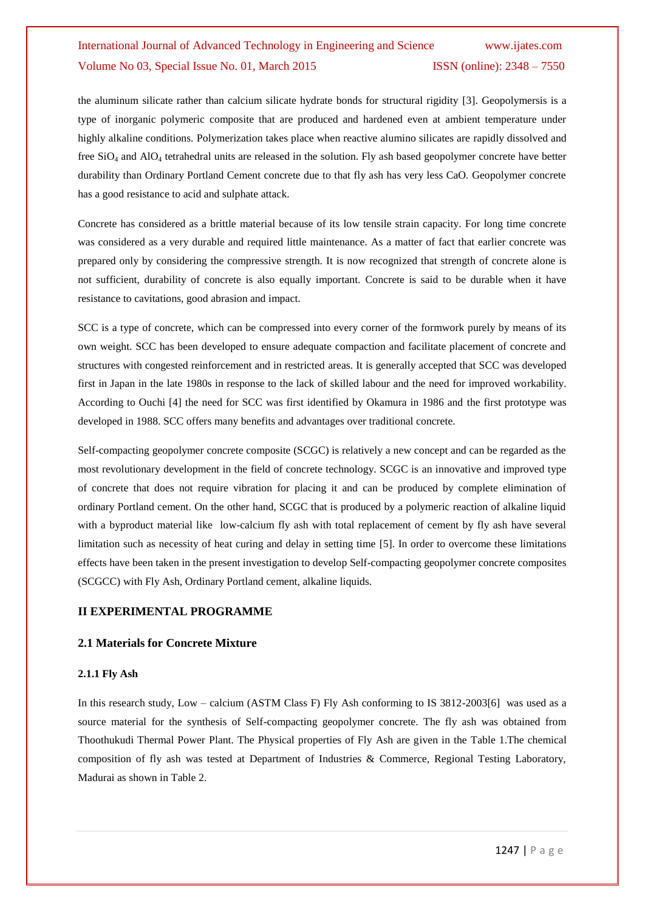the aluminum silicate rather than calcium silicate hydrate bonds for structural rigidity [3]. Geopolymersis is a type of inorganic polymeric composite that are produced and hardened even at ambient temperature under highly alkaline conditions. Polymerization takes place when reactive alumino silicates are rapidly dissolved and free $SiO_4$ and $AlO_4$ tetrahedral units are released in the solution. Fly ash based geopolymer concrete have better durability than Ordinary Portland Cement concrete due to that fly ash has very less CaO. Geopolymer concrete has a good resistance to acid and sulphate attack.

Concrete has considered as a brittle material because of its low tensile strain capacity. For long time concrete was considered as a very durable and required little maintenance. As a matter of fact that earlier concrete was prepared only by considering the compressive strength. It is now recognized that strength of concrete alone is not sufficient, durability of concrete is also equally important. Concrete is said to be durable when it have resistance to cavitations, good abrasion and impact.

SCC is a type of concrete, which can be compressed into every corner of the formwork purely by means of its own weight. SCC has been developed to ensure adequate compaction and facilitate placement of concrete and structures with congested reinforcement and in restricted areas. It is generally accepted that SCC was developed first in Japan in the late 1980s in response to the lack of skilled labour and the need for improved workability. According to Ouchi [4] the need for SCC was first identified by Okamura in 1986 and the first prototype was developed in 1988. SCC offers many benefits and advantages over traditional concrete.

Self-compacting geopolymer concrete composite (SCGC) is relatively a new concept and can be regarded as the most revolutionary development in the field of concrete technology. SCGC is an innovative and improved type of concrete that does not require vibration for placing it and can be produced by complete elimination of ordinary Portland cement. On the other hand, SCGC that is produced by a polymeric reaction of alkaline liquid with a byproduct material like low-calcium fly ash with total replacement of cement by fly ash have several limitation such as necessity of heat curing and delay in setting time [5]. In order to overcome these limitations effects have been taken in the present investigation to develop Self-compacting geopolymer concrete composites (SCGCC) with Fly Ash, Ordinary Portland cement, alkaline liquids.

## II EXPERIMENTAL PROGRAMME

### 2.1 Materials for Concrete Mixture

#### 2.1.1 Fly Ash

In this research study, Low – calcium (ASTM Class F) Fly Ash conforming to IS 3812-2003[6] was used as a source material for the synthesis of Self-compacting geopolymer concrete. The fly ash was obtained from Thoothukudi Thermal Power Plant. The Physical properties of Fly Ash are given in the Table 1.The chemical composition of fly ash was tested at Department of Industries & Commerce, Regional Testing Laboratory, Madurai as shown in Table 2.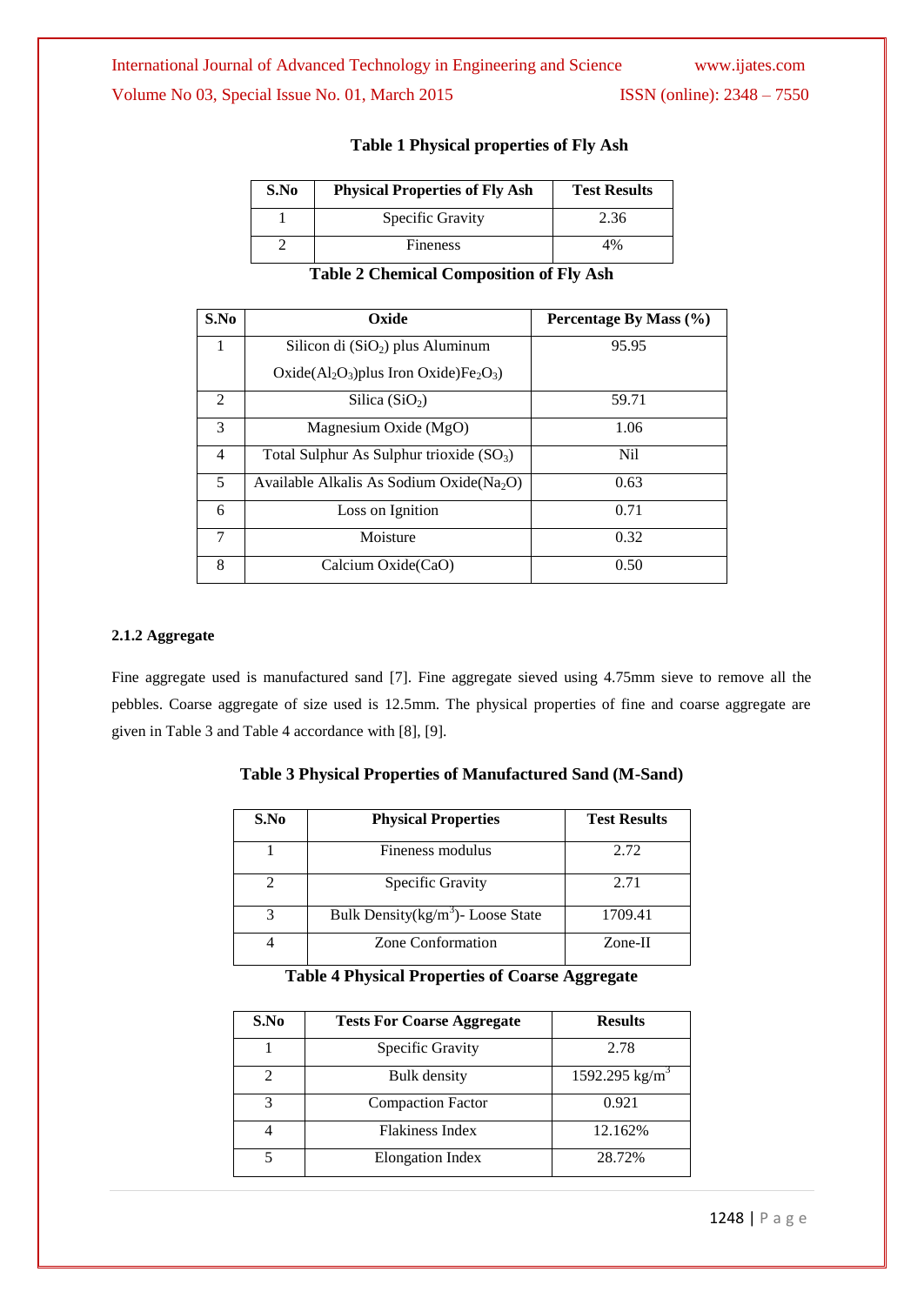**Table 1 Physical properties of Fly Ash**

| S.No | Physical Properties of Fly Ash | Test Results |
|---|---|---|
| 1 | Specific Gravity | 2.36 |
| 2 | Fineness | 4% |

**Table 2 Chemical Composition of Fly Ash**

| S.No | Oxide | Percentage By Mass (%) |
|---|---|---|
| 1 | Silicon di ($SiO_2$) plus Aluminum Oxide($Al_2O_3$)plus Iron Oxide)$Fe_2O_3$) | 95.95 |
| 2 | Silica ($SiO_2$) | 59.71 |
| 3 | Magnesium Oxide (MgO) | 1.06 |
| 4 | Total Sulphur As Sulphur trioxide ($SO_3$) | Nil |
| 5 | Available Alkalis As Sodium Oxide($Na_2O$) | 0.63 |
| 6 | Loss on Ignition | 0.71 |
| 7 | Moisture | 0.32 |
| 8 | Calcium Oxide(CaO) | 0.50 |

### 2.1.2 Aggregate

Fine aggregate used is manufactured sand [7]. Fine aggregate sieved using 4.75mm sieve to remove all the pebbles. Coarse aggregate of size used is 12.5mm. The physical properties of fine and coarse aggregate are given in Table 3 and Table 4 accordance with [8], [9].

**Table 3 Physical Properties of Manufactured Sand (M-Sand)**

| S.No | Physical Properties | Test Results |
|---|---|---|
| 1 | Fineness modulus | 2.72 |
| 2 | Specific Gravity | 2.71 |
| 3 | Bulk Density(kg/m$^3$)- Loose State | 1709.41 |
| 4 | Zone Conformation | Zone-II |

**Table 4 Physical Properties of Coarse Aggregate**

| S.No | Tests For Coarse Aggregate | Results |
|---|---|---|
| 1 | Specific Gravity | 2.78 |
| 2 | Bulk density | 1592.295 kg/m$^3$ |
| 3 | Compaction Factor | 0.921 |
| 4 | Flakiness Index | 12.162% |
| 5 | Elongation Index | 28.72% |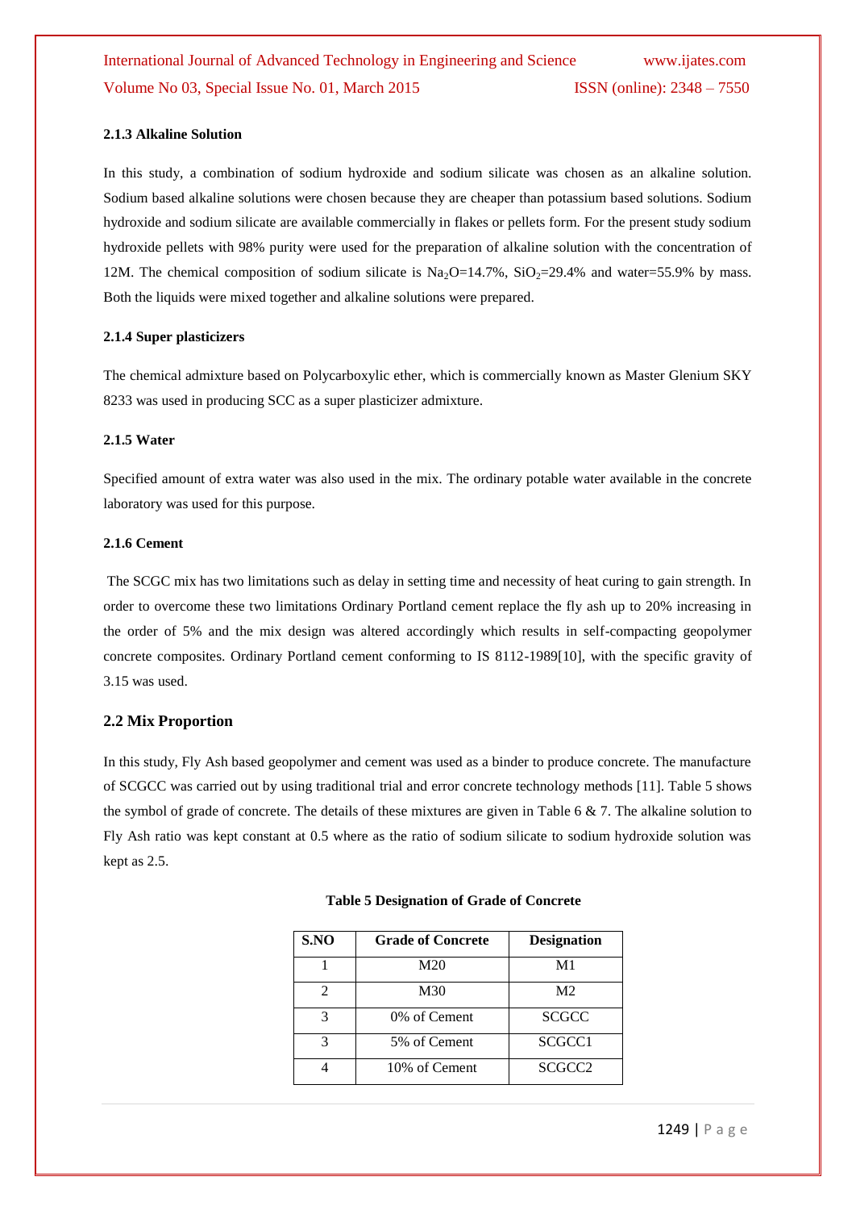#### 2.1.3 Alkaline Solution

In this study, a combination of sodium hydroxide and sodium silicate was chosen as an alkaline solution. Sodium based alkaline solutions were chosen because they are cheaper than potassium based solutions. Sodium hydroxide and sodium silicate are available commercially in flakes or pellets form. For the present study sodium hydroxide pellets with 98% purity were used for the preparation of alkaline solution with the concentration of 12M. The chemical composition of sodium silicate is $Na_2O$=14.7%, $SiO_2$=29.4% and water=55.9% by mass. Both the liquids were mixed together and alkaline solutions were prepared.

#### 2.1.4 Super plasticizers

The chemical admixture based on Polycarboxylic ether, which is commercially known as Master Glenium SKY 8233 was used in producing SCC as a super plasticizer admixture.

#### 2.1.5 Water

Specified amount of extra water was also used in the mix. The ordinary potable water available in the concrete laboratory was used for this purpose.

#### 2.1.6 Cement

The SCGC mix has two limitations such as delay in setting time and necessity of heat curing to gain strength. In order to overcome these two limitations Ordinary Portland cement replace the fly ash up to 20% increasing in the order of 5% and the mix design was altered accordingly which results in self-compacting geopolymer concrete composites. Ordinary Portland cement conforming to IS 8112-1989[10], with the specific gravity of 3.15 was used.

### 2.2 Mix Proportion

In this study, Fly Ash based geopolymer and cement was used as a binder to produce concrete. The manufacture of SCGCC was carried out by using traditional trial and error concrete technology methods [11]. Table 5 shows the symbol of grade of concrete. The details of these mixtures are given in Table 6 & 7. The alkaline solution to Fly Ash ratio was kept constant at 0.5 where as the ratio of sodium silicate to sodium hydroxide solution was kept as 2.5.

**Table 5 Designation of Grade of Concrete**

| S.NO | Grade of Concrete | Designation |
|---|---|---|
| 1 | M20 | M1 |
| 2 | M30 | M2 |
| 3 | 0% of Cement | SCGCC |
| 3 | 5% of Cement | SCGCC1 |
| 4 | 10% of Cement | SCGCC2 |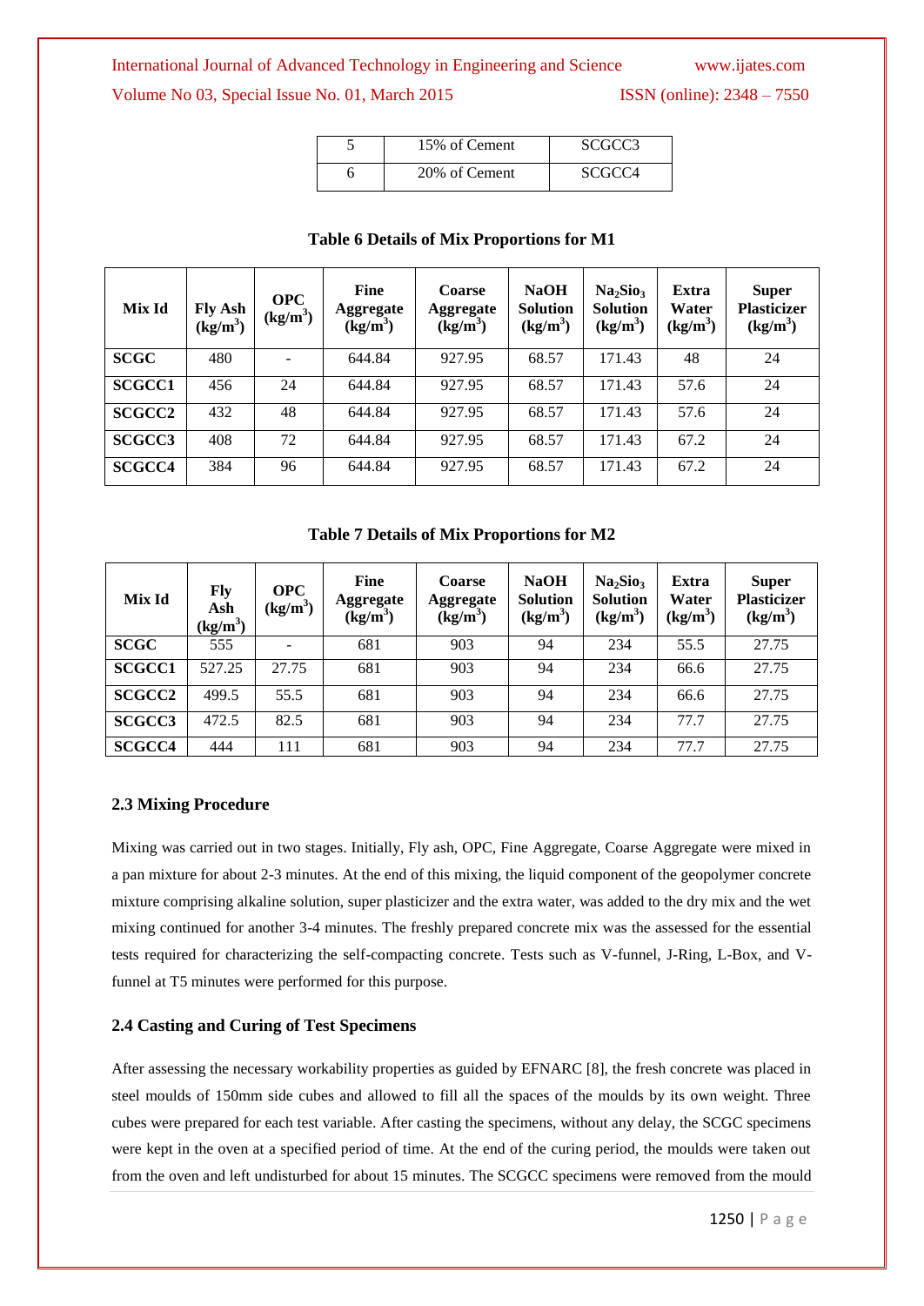| 5 | 15% of Cement | SCGCC3 |
|---|---|---|
| 6 | 20% of Cement | SCGCC4 |

**Table 6 Details of Mix Proportions for M1**

| Mix Id | Fly Ash ($kg/m^3$) | OPC ($kg/m^3$) | Fine Aggregate ($kg/m^3$) | Coarse Aggregate ($kg/m^3$) | NaOH Solution ($kg/m^3$) | $Na_2Sio_3$ Solution ($kg/m^3$) | Extra Water ($kg/m^3$) | Super Plasticizer ($kg/m^3$) |
|---|---|---|---|---|---|---|---|---|
| **SCGC** | 480 | - | 644.84 | 927.95 | 68.57 | 171.43 | 48 | 24 |
| **SCGCC1** | 456 | 24 | 644.84 | 927.95 | 68.57 | 171.43 | 57.6 | 24 |
| **SCGCC2** | 432 | 48 | 644.84 | 927.95 | 68.57 | 171.43 | 57.6 | 24 |
| **SCGCC3** | 408 | 72 | 644.84 | 927.95 | 68.57 | 171.43 | 67.2 | 24 |
| **SCGCC4** | 384 | 96 | 644.84 | 927.95 | 68.57 | 171.43 | 67.2 | 24 |

**Table 7 Details of Mix Proportions for M2**

| Mix Id | Fly Ash ($kg/m^3$) | OPC ($kg/m^3$) | Fine Aggregate ($kg/m^3$) | Coarse Aggregate ($kg/m^3$) | NaOH Solution ($kg/m^3$) | $Na_2Sio_3$ Solution ($kg/m^3$) | Extra Water ($kg/m^3$) | Super Plasticizer ($kg/m^3$) |
|---|---|---|---|---|---|---|---|---|
| **SCGC** | 555 | - | 681 | 903 | 94 | 234 | 55.5 | 27.75 |
| **SCGCC1** | 527.25 | 27.75 | 681 | 903 | 94 | 234 | 66.6 | 27.75 |
| **SCGCC2** | 499.5 | 55.5 | 681 | 903 | 94 | 234 | 66.6 | 27.75 |
| **SCGCC3** | 472.5 | 82.5 | 681 | 903 | 94 | 234 | 77.7 | 27.75 |
| **SCGCC4** | 444 | 111 | 681 | 903 | 94 | 234 | 77.7 | 27.75 |

### 2.3 Mixing Procedure

Mixing was carried out in two stages. Initially, Fly ash, OPC, Fine Aggregate, Coarse Aggregate were mixed in a pan mixture for about 2-3 minutes. At the end of this mixing, the liquid component of the geopolymer concrete mixture comprising alkaline solution, super plasticizer and the extra water, was added to the dry mix and the wet mixing continued for another 3-4 minutes. The freshly prepared concrete mix was the assessed for the essential tests required for characterizing the self-compacting concrete. Tests such as V-funnel, J-Ring, L-Box, and V-funnel at T5 minutes were performed for this purpose.

### 2.4 Casting and Curing of Test Specimens

After assessing the necessary workability properties as guided by EFNARC [8], the fresh concrete was placed in steel moulds of 150mm side cubes and allowed to fill all the spaces of the moulds by its own weight. Three cubes were prepared for each test variable. After casting the specimens, without any delay, the SCGC specimens were kept in the oven at a specified period of time. At the end of the curing period, the moulds were taken out from the oven and left undisturbed for about 15 minutes. The SCGCC specimens were removed from the mould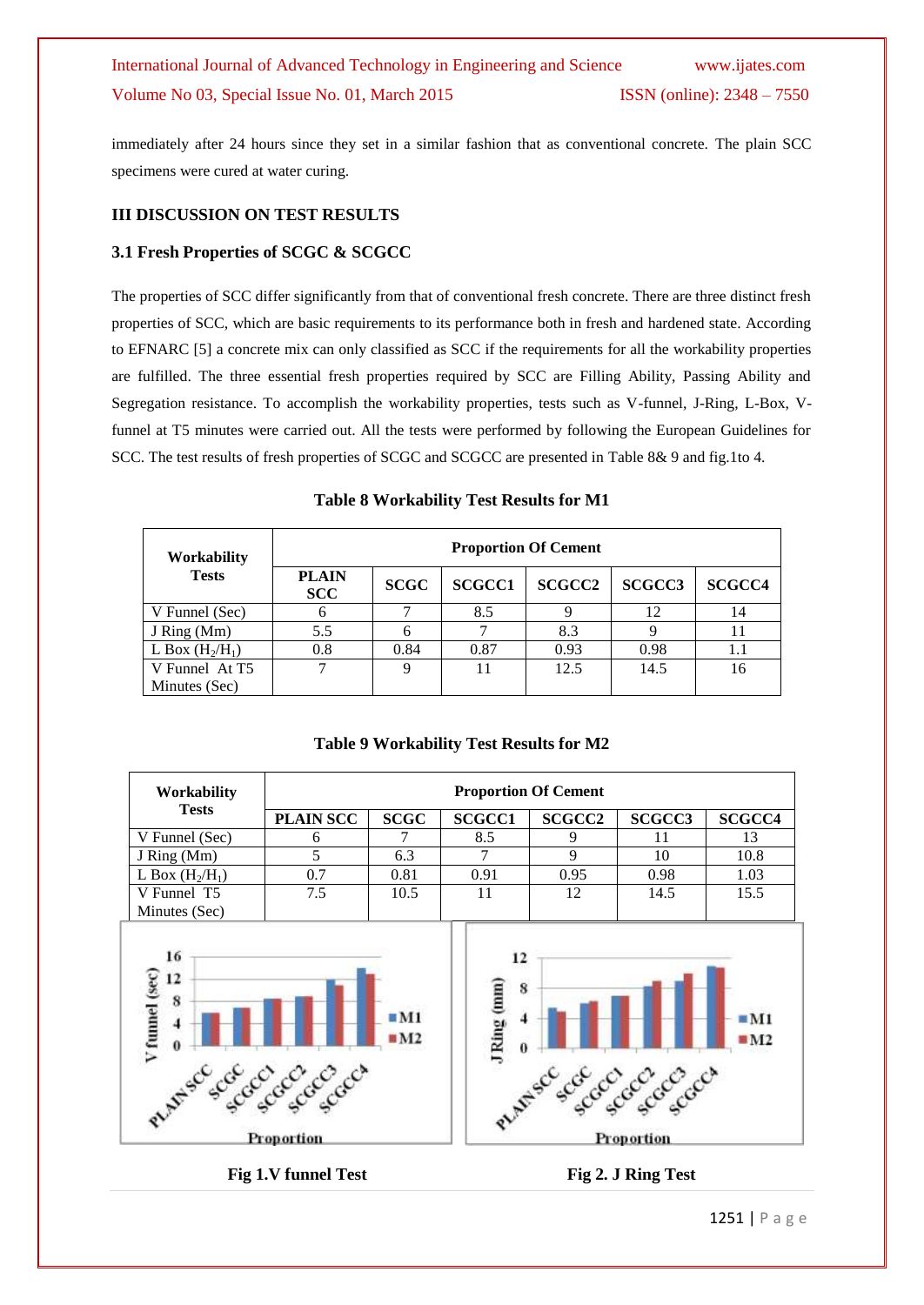immediately after 24 hours since they set in a similar fashion that as conventional concrete. The plain SCC specimens were cured at water curing.

## III DISCUSSION ON TEST RESULTS

### 3.1 Fresh Properties of SCGC & SCGCC

The properties of SCC differ significantly from that of conventional fresh concrete. There are three distinct fresh properties of SCC, which are basic requirements to its performance both in fresh and hardened state. According to EFNARC [5] a concrete mix can only classified as SCC if the requirements for all the workability properties are fulfilled. The three essential fresh properties required by SCC are Filling Ability, Passing Ability and Segregation resistance. To accomplish the workability properties, tests such as V-funnel, J-Ring, L-Box, V-funnel at T5 minutes were carried out. All the tests were performed by following the European Guidelines for SCC. The test results of fresh properties of SCGC and SCGCC are presented in Table 8& 9 and fig.1to 4.

**Table 8 Workability Test Results for M1**

| Workability Tests | Proportion Of Cement | | | | | |
|---|---|---|---|---|---|---|
| | PLAIN SCC | SCGC | SCGCC1 | SCGCC2 | SCGCC3 | SCGCC4 |
| V Funnel (Sec) | 6 | 7 | 8.5 | 9 | 12 | 14 |
| J Ring (Mm) | 5.5 | 6 | 7 | 8.3 | 9 | 11 |
| L Box ($H_2/H_1$) | 0.8 | 0.84 | 0.87 | 0.93 | 0.98 | 1.1 |
| V Funnel At T5 Minutes (Sec) | 7 | 9 | 11 | 12.5 | 14.5 | 16 |

**Table 9 Workability Test Results for M2**

| Workability Tests | Proportion Of Cement | | | | | |
|---|---|---|---|---|---|---|
| | PLAIN SCC | SCGC | SCGCC1 | SCGCC2 | SCGCC3 | SCGCC4 |
| V Funnel (Sec) | 6 | 7 | 8.5 | 9 | 11 | 13 |
| J Ring (Mm) | 5 | 6.3 | 7 | 9 | 10 | 10.8 |
| L Box ($H_2/H_1$) | 0.7 | 0.81 | 0.91 | 0.95 | 0.98 | 1.03 |
| V Funnel T5 Minutes (Sec) | 7.5 | 10.5 | 11 | 12 | 14.5 | 15.5 |

Fig 1.V funnel Test

Fig 2. J Ring Test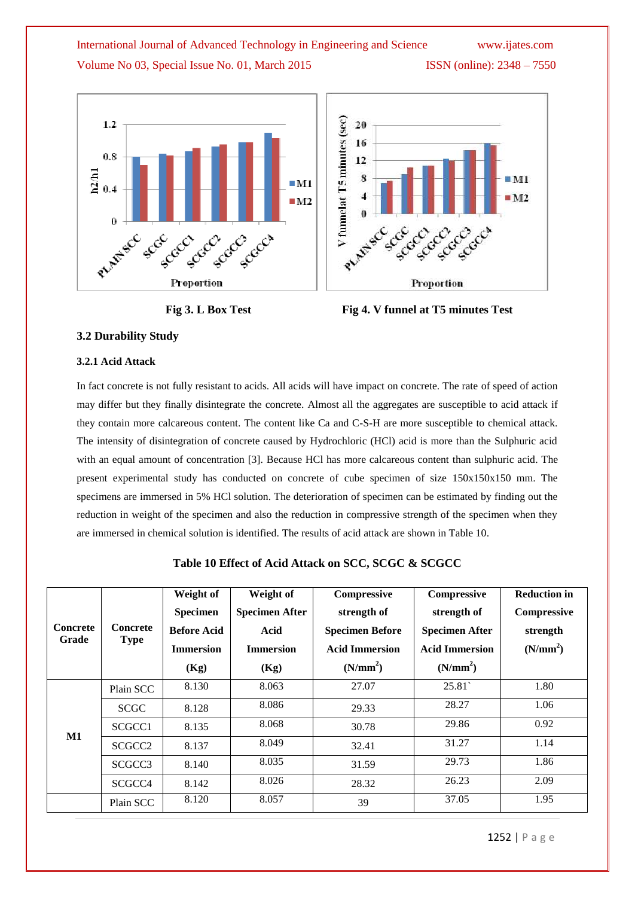Fig 3. L Box Test

Fig 4. V funnel at T5 minutes Test

### 3.2 Durability Study

#### 3.2.1 Acid Attack

In fact concrete is not fully resistant to acids. All acids will have impact on concrete. The rate of speed of action may differ but they finally disintegrate the concrete. Almost all the aggregates are susceptible to acid attack if they contain more calcareous content. The content like Ca and C-S-H are more susceptible to chemical attack. The intensity of disintegration of concrete caused by Hydrochloric (HCl) acid is more than the Sulphuric acid with an equal amount of concentration [3]. Because HCl has more calcareous content than sulphuric acid. The present experimental study has conducted on concrete of cube specimen of size 150x150x150 mm. The specimens are immersed in 5% HCl solution. The deterioration of specimen can be estimated by finding out the reduction in weight of the specimen and also the reduction in compressive strength of the specimen when they are immersed in chemical solution is identified. The results of acid attack are shown in Table 10.

**Table 10 Effect of Acid Attack on SCC, SCGC & SCGCC**

| Concrete Grade | Concrete Type | Weight of Specimen Before Acid Immersion (Kg) | Weight of Specimen After Acid Immersion (Kg) | Compressive strength of Specimen Before Acid Immersion (N/mm$^2$) | Compressive strength of Specimen After Acid Immersion (N/mm$^2$) | Reduction in Compressive strength (N/mm$^2$) |
|---|---|---|---|---|---|---|
| M1 | Plain SCC | 8.130 | 8.063 | 27.07 | 25.81` | 1.80 |
| | SCGC | 8.128 | 8.086 | 29.33 | 28.27 | 1.06 |
| | SCGCC1 | 8.135 | 8.068 | 30.78 | 29.86 | 0.92 |
| | SCGCC2 | 8.137 | 8.049 | 32.41 | 31.27 | 1.14 |
| | SCGCC3 | 8.140 | 8.035 | 31.59 | 29.73 | 1.86 |
| | SCGCC4 | 8.142 | 8.026 | 28.32 | 26.23 | 2.09 |
| | Plain SCC | 8.120 | 8.057 | 39 | 37.05 | 1.95 |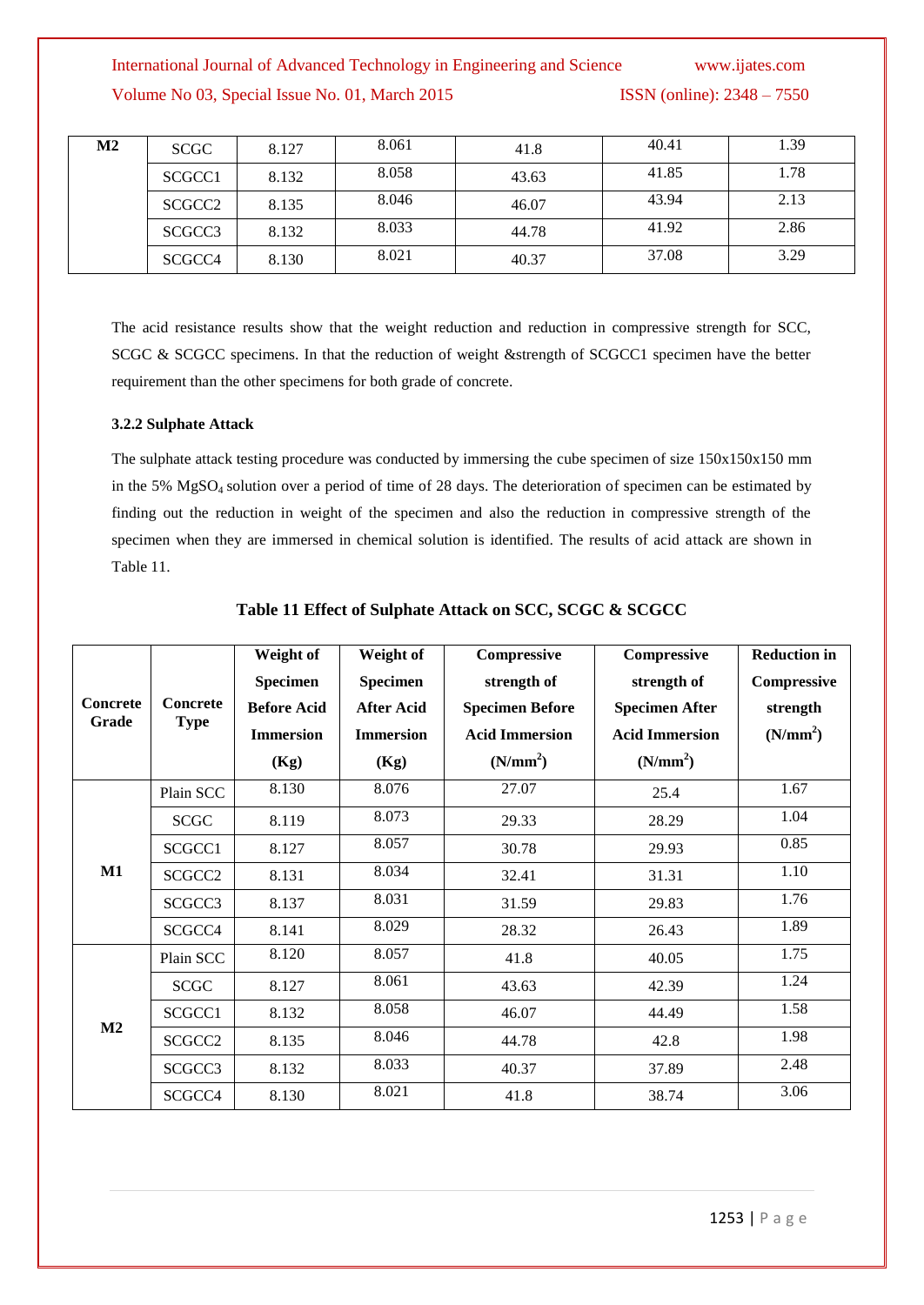| M2 | SCGC | 8.127 | 8.061 | 41.8 | 40.41 | 1.39 |
|---|---|---|---|---|---|---|
| | SCGCC1 | 8.132 | 8.058 | 43.63 | 41.85 | 1.78 |
| | SCGCC2 | 8.135 | 8.046 | 46.07 | 43.94 | 2.13 |
| | SCGCC3 | 8.132 | 8.033 | 44.78 | 41.92 | 2.86 |
| | SCGCC4 | 8.130 | 8.021 | 40.37 | 37.08 | 3.29 |

The acid resistance results show that the weight reduction and reduction in compressive strength for SCC, SCGC & SCGCC specimens. In that the reduction of weight &strength of SCGCC1 specimen have the better requirement than the other specimens for both grade of concrete.

#### 3.2.2 Sulphate Attack

The sulphate attack testing procedure was conducted by immersing the cube specimen of size 150x150x150 mm in the 5% $MgSO_4$ solution over a period of time of 28 days. The deterioration of specimen can be estimated by finding out the reduction in weight of the specimen and also the reduction in compressive strength of the specimen when they are immersed in chemical solution is identified. The results of acid attack are shown in Table 11.

**Table 11 Effect of Sulphate Attack on SCC, SCGC & SCGCC**

| Concrete Grade | Concrete Type | Weight of Specimen Before Acid Immersion (Kg) | Weight of Specimen After Acid Immersion (Kg) | Compressive strength of Specimen Before Acid Immersion ($N/mm^2$) | Compressive strength of Specimen After Acid Immersion ($N/mm^2$) | Reduction in Compressive strength ($N/mm^2$) |
|---|---|---|---|---|---|---|
| M1 | Plain SCC | 8.130 | 8.076 | 27.07 | 25.4 | 1.67 |
| | SCGC | 8.119 | 8.073 | 29.33 | 28.29 | 1.04 |
| | SCGCC1 | 8.127 | 8.057 | 30.78 | 29.93 | 0.85 |
| | SCGCC2 | 8.131 | 8.034 | 32.41 | 31.31 | 1.10 |
| | SCGCC3 | 8.137 | 8.031 | 31.59 | 29.83 | 1.76 |
| | SCGCC4 | 8.141 | 8.029 | 28.32 | 26.43 | 1.89 |
| M2 | Plain SCC | 8.120 | 8.057 | 41.8 | 40.05 | 1.75 |
| | SCGC | 8.127 | 8.061 | 43.63 | 42.39 | 1.24 |
| | SCGCC1 | 8.132 | 8.058 | 46.07 | 44.49 | 1.58 |
| | SCGCC2 | 8.135 | 8.046 | 44.78 | 42.8 | 1.98 |
| | SCGCC3 | 8.132 | 8.033 | 40.37 | 37.89 | 2.48 |
| | SCGCC4 | 8.130 | 8.021 | 41.8 | 38.74 | 3.06 |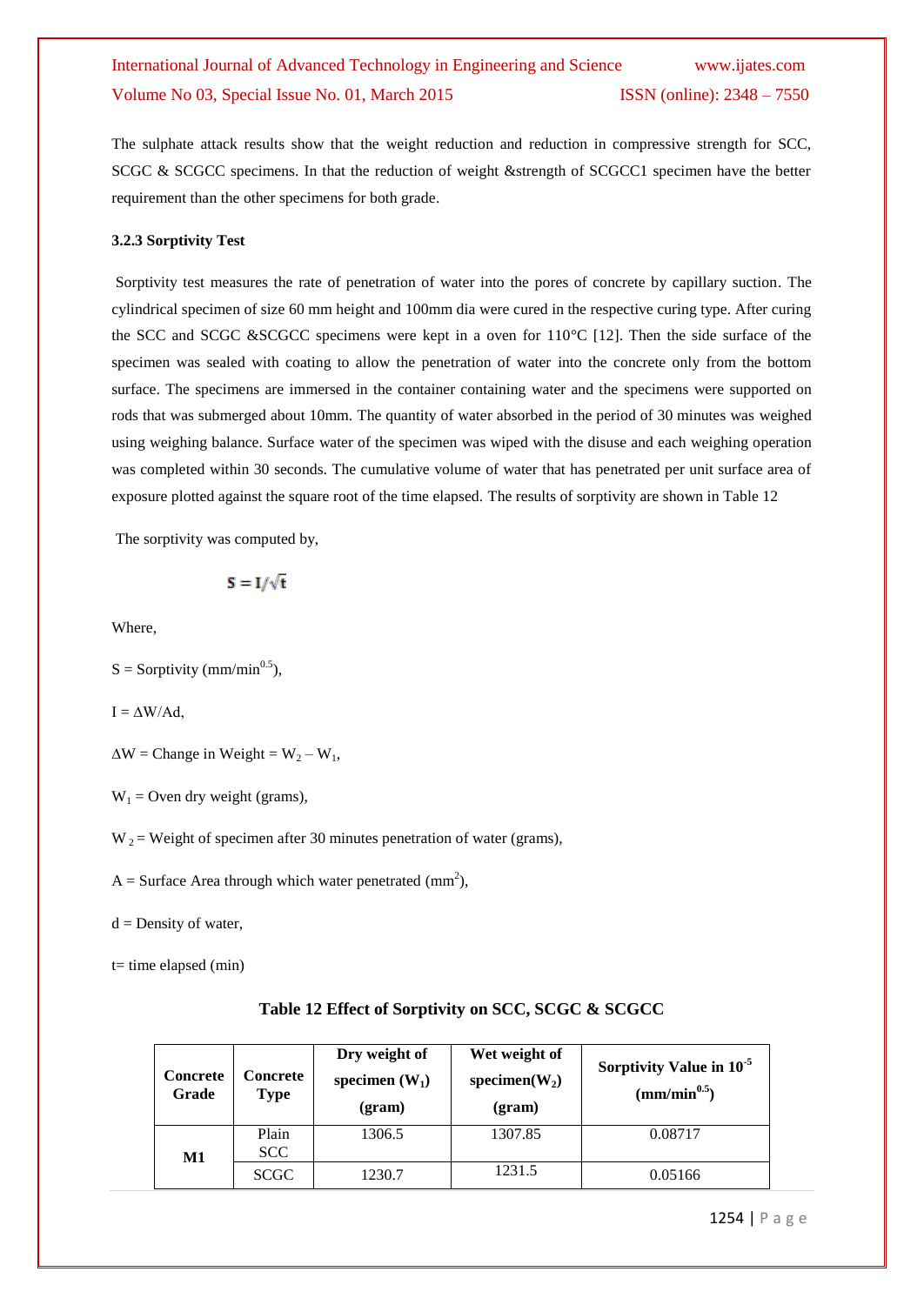The sulphate attack results show that the weight reduction and reduction in compressive strength for SCC, SCGC & SCGCC specimens. In that the reduction of weight &strength of SCGCC1 specimen have the better requirement than the other specimens for both grade.

### 3.2.3 Sorptivity Test

Sorptivity test measures the rate of penetration of water into the pores of concrete by capillary suction. The cylindrical specimen of size 60 mm height and 100mm dia were cured in the respective curing type. After curing the SCC and SCGC &SCGCC specimens were kept in a oven for 110°C [12]. Then the side surface of the specimen was sealed with coating to allow the penetration of water into the concrete only from the bottom surface. The specimens are immersed in the container containing water and the specimens were supported on rods that was submerged about 10mm. The quantity of water absorbed in the period of 30 minutes was weighed using weighing balance. Surface water of the specimen was wiped with the disuse and each weighing operation was completed within 30 seconds. The cumulative volume of water that has penetrated per unit surface area of exposure plotted against the square root of the time elapsed. The results of sorptivity are shown in Table 12

The sorptivity was computed by,

$$S = I/\sqrt{t}$$

Where,

S = Sorptivity ($mm/min^{0.5}$),

$I = \Delta W/Ad$,

$\Delta W$ = Change in Weight = $W_2 - W_1$,

$W_1$ = Oven dry weight (grams),

$W_2$ = Weight of specimen after 30 minutes penetration of water (grams),

A = Surface Area through which water penetrated ($mm^2$),

d = Density of water,

t= time elapsed (min)

**Table 12 Effect of Sorptivity on SCC, SCGC & SCGCC**

| Concrete Grade | Concrete Type | Dry weight of specimen ($W_1$) (gram) | Wet weight of specimen($W_2$) (gram) | Sorptivity Value in $10^{-5}$ ($mm/min^{0.5}$) |
|---|---|---|---|---|
| M1 | Plain SCC | 1306.5 | 1307.85 | 0.08717 |
| | SCGC | 1230.7 | 1231.5 | 0.05166 |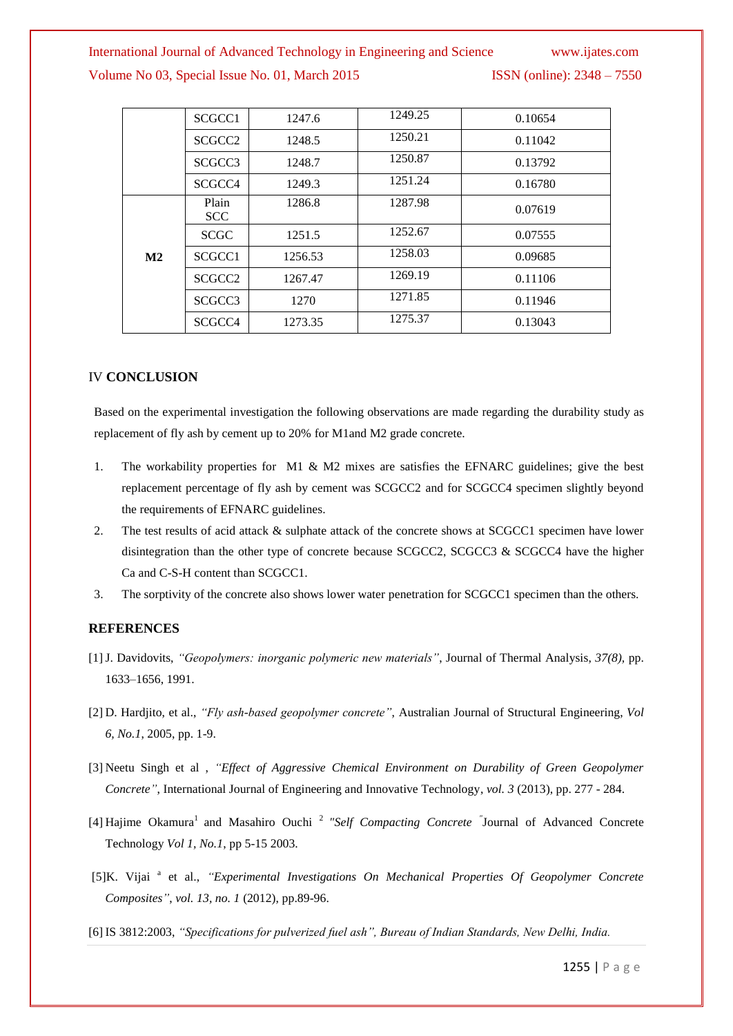|  | SCGCC1 | 1247.6 | 1249.25 | 0.10654 |
|---|---|---|---|---|
|  | SCGCC2 | 1248.5 | 1250.21 | 0.11042 |
|  | SCGCC3 | 1248.7 | 1250.87 | 0.13792 |
|  | SCGCC4 | 1249.3 | 1251.24 | 0.16780 |
| M2 | Plain SCC | 1286.8 | 1287.98 | 0.07619 |
|  | SCGC | 1251.5 | 1252.67 | 0.07555 |
|  | SCGCC1 | 1256.53 | 1258.03 | 0.09685 |
|  | SCGCC2 | 1267.47 | 1269.19 | 0.11106 |
|  | SCGCC3 | 1270 | 1271.85 | 0.11946 |
|  | SCGCC4 | 1273.35 | 1275.37 | 0.13043 |

## IV **CONCLUSION**

Based on the experimental investigation the following observations are made regarding the durability study as replacement of fly ash by cement up to 20% for M1and M2 grade concrete.

1. The workability properties for M1 & M2 mixes are satisfies the EFNARC guidelines; give the best replacement percentage of fly ash by cement was SCGCC2 and for SCGCC4 specimen slightly beyond the requirements of EFNARC guidelines.
2. The test results of acid attack & sulphate attack of the concrete shows at SCGCC1 specimen have lower disintegration than the other type of concrete because SCGCC2, SCGCC3 & SCGCC4 have the higher Ca and C-S-H content than SCGCC1.
3. The sorptivity of the concrete also shows lower water penetration for SCGCC1 specimen than the others.

## REFERENCES

[1] J. Davidovits, *"Geopolymers: inorganic polymeric new materials"*, Journal of Thermal Analysis, *37(8)*, pp. 1633–1656, 1991.

[2] D. Hardjito, et al., *"Fly ash-based geopolymer concrete"*, Australian Journal of Structural Engineering, *Vol 6, No.1*, 2005, pp. 1-9.

[3] Neetu Singh et al , *"Effect of Aggressive Chemical Environment on Durability of Green Geopolymer Concrete"*, International Journal of Engineering and Innovative Technology, *vol. 3* (2013), pp. 277 - 284.

[4] Hajime Okamura[1] and Masahiro Ouchi [2] *"Self Compacting Concrete "*Journal of Advanced Concrete Technology *Vol 1, No.1*, pp 5-15 2003.

[5] K. Vijai [a] et al., *"Experimental Investigations On Mechanical Properties Of Geopolymer Concrete Composites"*, *vol. 13, no. 1* (2012), pp.89-96.

[6] IS 3812:2003, *"Specifications for pulverized fuel ash", Bureau of Indian Standards, New Delhi, India.*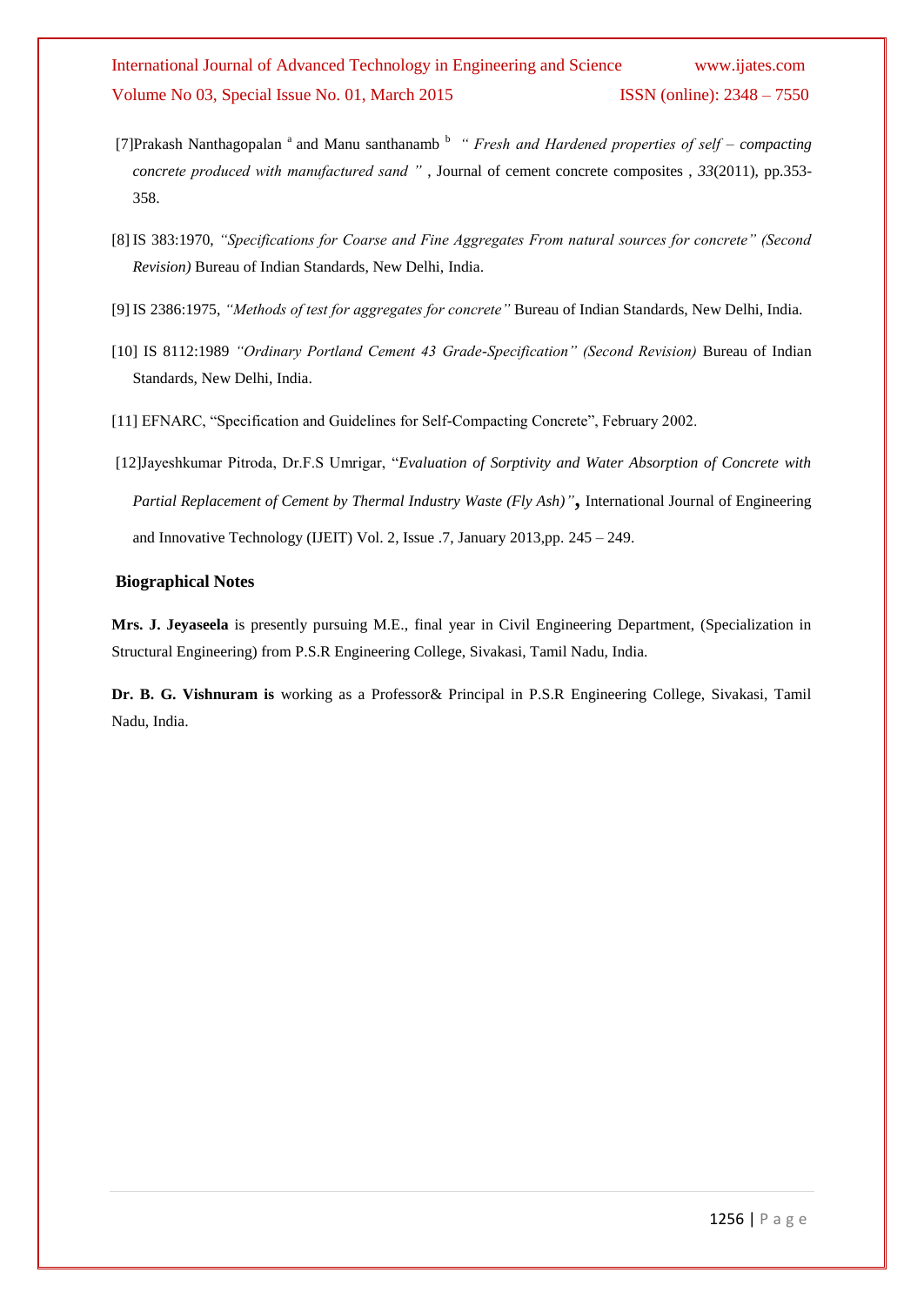[7]Prakash Nanthagopalan [a] and Manu santhanamb [b] *" Fresh and Hardened properties of self – compacting concrete produced with manufactured sand "* , Journal of cement concrete composites , *33*(2011), pp.353-358.

[8] IS 383:1970, *"Specifications for Coarse and Fine Aggregates From natural sources for concrete" (Second Revision)* Bureau of Indian Standards, New Delhi, India.

[9] IS 2386:1975, *"Methods of test for aggregates for concrete"* Bureau of Indian Standards, New Delhi, India.

[10] IS 8112:1989 *"Ordinary Portland Cement 43 Grade-Specification" (Second Revision)* Bureau of Indian Standards, New Delhi, India.

[11] EFNARC, "Specification and Guidelines for Self-Compacting Concrete", February 2002.

[12]Jayeshkumar Pitroda, Dr.F.S Umrigar, "*Evaluation of Sorptivity and Water Absorption of Concrete with Partial Replacement of Cement by Thermal Industry Waste (Fly Ash)"***,** International Journal of Engineering and Innovative Technology (IJEIT) Vol. 2, Issue .7, January 2013,pp. 245 – 249.

## Biographical Notes

**Mrs. J. Jeyaseela** is presently pursuing M.E., final year in Civil Engineering Department, (Specialization in Structural Engineering) from P.S.R Engineering College, Sivakasi, Tamil Nadu, India.

**Dr. B. G. Vishnuram is** working as a Professor& Principal in P.S.R Engineering College, Sivakasi, Tamil Nadu, India.